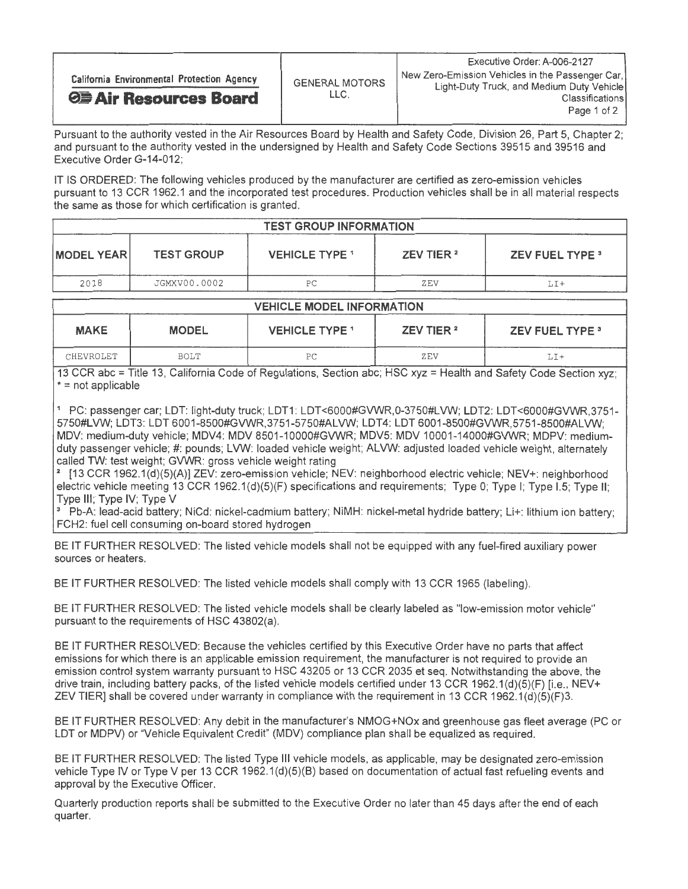| California Environmental Protection Agency **Air Resources Board** | GENERAL MOTORS LLC. | Executive Order: A-006-2127 New Zero-Emission Vehicles in the Passenger Car, Light-Duty Truck, and Medium Duty Vehicle Classifications |
|---|---|---|

Pursuant to the authority vested in the Air Resources Board by Health and Safety Code, Division 26, Part 5, Chapter 2; and pursuant to the authority vested in the undersigned by Health and Safety Code Sections 39515 and 39516 and Executive Order G-14-012;

IT IS ORDERED: The following vehicles produced by the manufacturer are certified as zero-emission vehicles pursuant to 13 CCR 1962.1 and the incorporated test procedures. Production vehicles shall be in all material respects the same as those for which certification is granted.

| TEST GROUP INFORMATION | | | | |
|---|---|---|---|---|
| **MODEL YEAR** | **TEST GROUP** | **VEHICLE TYPE** [1] | **ZEV TIER** [2] | **ZEV FUEL TYPE** [3] |
| 2018 | JGMXV00.0002 | PC | ZEV | LI+ |

| VEHICLE MODEL INFORMATION | | | | |
|---|---|---|---|---|
| **MAKE** | **MODEL** | **VEHICLE TYPE** [1] | **ZEV TIER** [2] | **ZEV FUEL TYPE** [3] |
| CHEVROLET | BOLT | PC | ZEV | LI+ |

13 CCR abc = Title 13, California Code of Regulations, Section abc; HSC xyz = Health and Safety Code Section xyz; * = not applicable

[1] PC: passenger car; LDT: light-duty truck; LDT1: LDT<6000#GVWR,0-3750#LVW; LDT2: LDT<6000#GVWR,3751-5750#LVW; LDT3: LDT 6001-8500#GVWR,3751-5750#ALVW; LDT4: LDT 6001-8500#GVWR,5751-8500#ALVW; MDV: medium-duty vehicle; MDV4: MDV 8501-10000#GVWR; MDV5: MDV 10001-14000#GVWR; MDPV: medium-duty passenger vehicle; #: pounds; LVW: loaded vehicle weight; ALVW: adjusted loaded vehicle weight, alternately called TW: test weight; GVWR: gross vehicle weight rating

[2] [13 CCR 1962.1(d)(5)(A)] ZEV: zero-emission vehicle; NEV: neighborhood electric vehicle; NEV+: neighborhood electric vehicle meeting 13 CCR 1962.1(d)(5)(F) specifications and requirements; Type 0; Type I; Type I.5; Type II; Type III; Type IV; Type V

[3] Pb-A: lead-acid battery; NiCd: nickel-cadmium battery; NiMH: nickel-metal hydride battery; Li+: lithium ion battery; FCH2: fuel cell consuming on-board stored hydrogen

BE IT FURTHER RESOLVED: The listed vehicle models shall not be equipped with any fuel-fired auxiliary power sources or heaters.

BE IT FURTHER RESOLVED: The listed vehicle models shall comply with 13 CCR 1965 (labeling).

BE IT FURTHER RESOLVED: The listed vehicle models shall be clearly labeled as "low-emission motor vehicle" pursuant to the requirements of HSC 43802(a).

BE IT FURTHER RESOLVED: Because the vehicles certified by this Executive Order have no parts that affect emissions for which there is an applicable emission requirement, the manufacturer is not required to provide an emission control system warranty pursuant to HSC 43205 or 13 CCR 2035 et seq. Notwithstanding the above, the drive train, including battery packs, of the listed vehicle models certified under 13 CCR 1962.1(d)(5)(F) [i.e., NEV+ ZEV TIER] shall be covered under warranty in compliance with the requirement in 13 CCR 1962.1(d)(5)(F)3.

BE IT FURTHER RESOLVED: Any debit in the manufacturer's NMOG+NOx and greenhouse gas fleet average (PC or LDT or MDPV) or "Vehicle Equivalent Credit" (MDV) compliance plan shall be equalized as required.

BE IT FURTHER RESOLVED: The listed Type III vehicle models, as applicable, may be designated zero-emission vehicle Type IV or Type V per 13 CCR 1962.1(d)(5)(B) based on documentation of actual fast refueling events and approval by the Executive Officer.

Quarterly production reports shall be submitted to the Executive Order no later than 45 days after the end of each quarter.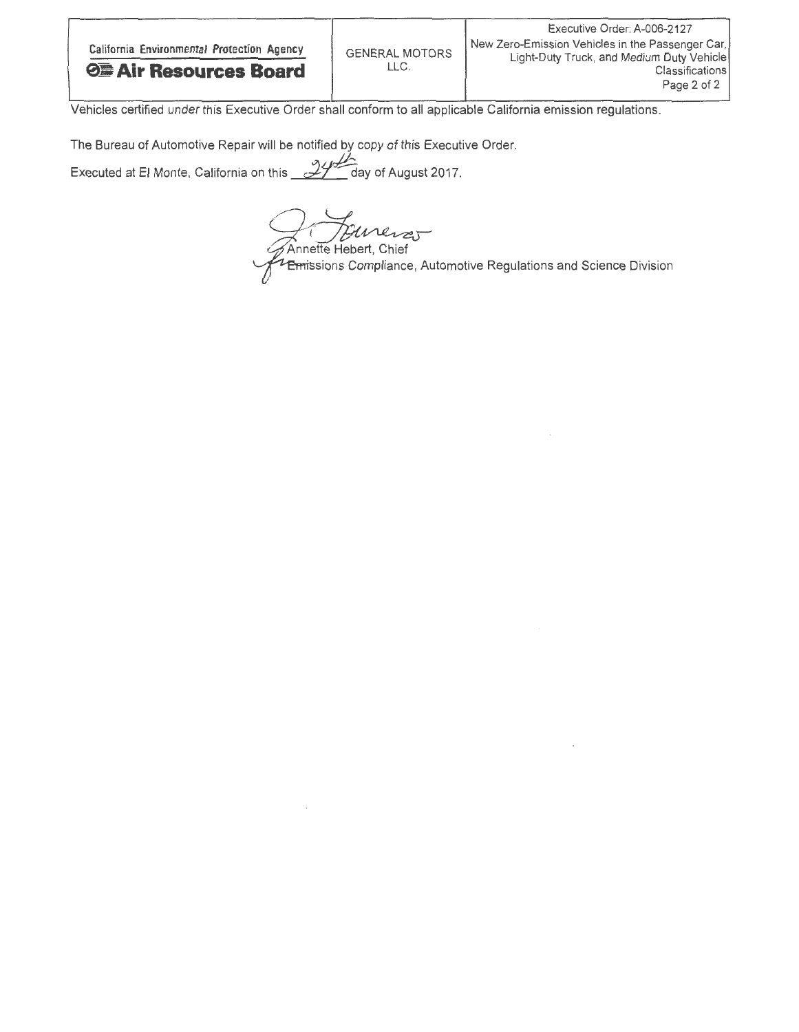Vehicles certified under this Executive Order shall conform to all applicable California emission regulations.

The Bureau of Automotive Repair will be notified by copy of this Executive Order.

Executed at El Monte, California on this 24th day of August 2017.

Annette Hebert, Chief
Emissions Compliance, Automotive Regulations and Science Division